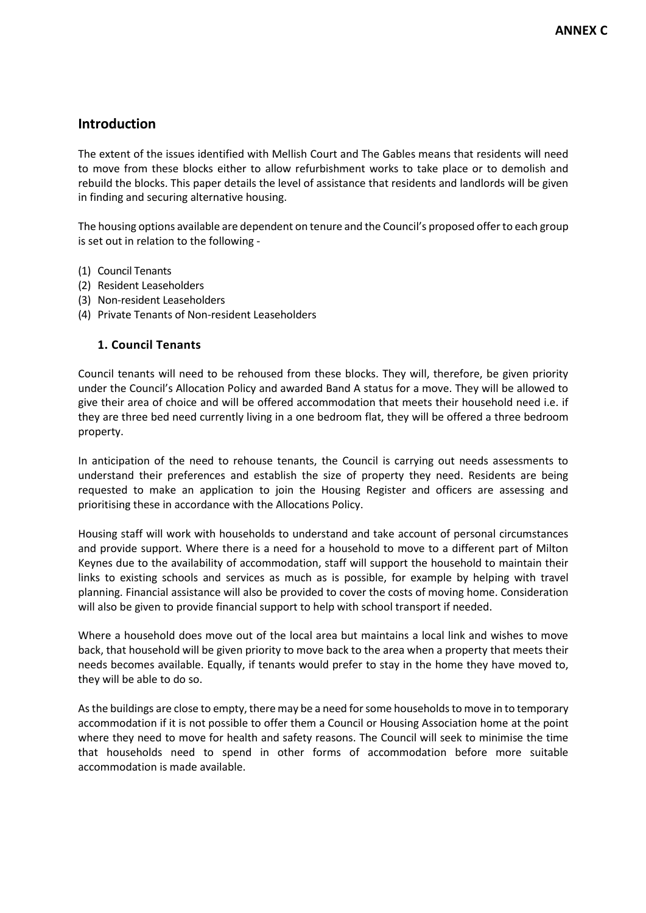**ANNEX C**

## Introduction

The extent of the issues identified with Mellish Court and The Gables means that residents will need to move from these blocks either to allow refurbishment works to take place or to demolish and rebuild the blocks. This paper details the level of assistance that residents and landlords will be given in finding and securing alternative housing.

The housing options available are dependent on tenure and the Council's proposed offer to each group is set out in relation to the following -

(1) Council Tenants
(2) Resident Leaseholders
(3) Non-resident Leaseholders
(4) Private Tenants of Non-resident Leaseholders

### 1. Council Tenants

Council tenants will need to be rehoused from these blocks. They will, therefore, be given priority under the Council's Allocation Policy and awarded Band A status for a move. They will be allowed to give their area of choice and will be offered accommodation that meets their household need i.e. if they are three bed need currently living in a one bedroom flat, they will be offered a three bedroom property.

In anticipation of the need to rehouse tenants, the Council is carrying out needs assessments to understand their preferences and establish the size of property they need. Residents are being requested to make an application to join the Housing Register and officers are assessing and prioritising these in accordance with the Allocations Policy.

Housing staff will work with households to understand and take account of personal circumstances and provide support. Where there is a need for a household to move to a different part of Milton Keynes due to the availability of accommodation, staff will support the household to maintain their links to existing schools and services as much as is possible, for example by helping with travel planning. Financial assistance will also be provided to cover the costs of moving home. Consideration will also be given to provide financial support to help with school transport if needed.

Where a household does move out of the local area but maintains a local link and wishes to move back, that household will be given priority to move back to the area when a property that meets their needs becomes available. Equally, if tenants would prefer to stay in the home they have moved to, they will be able to do so.

As the buildings are close to empty, there may be a need for some households to move in to temporary accommodation if it is not possible to offer them a Council or Housing Association home at the point where they need to move for health and safety reasons. The Council will seek to minimise the time that households need to spend in other forms of accommodation before more suitable accommodation is made available.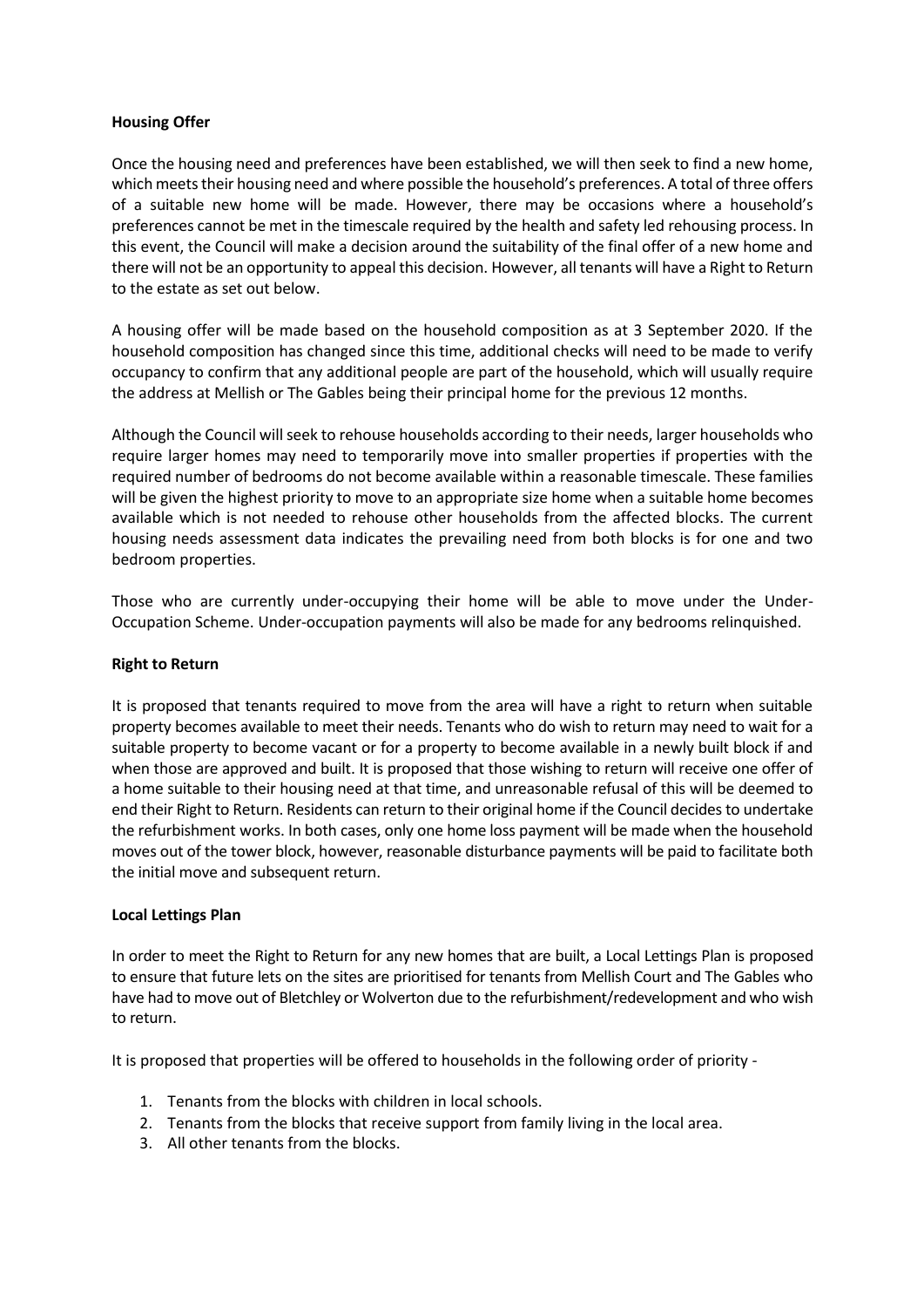**Housing Offer**

Once the housing need and preferences have been established, we will then seek to find a new home, which meets their housing need and where possible the household's preferences. A total of three offers of a suitable new home will be made. However, there may be occasions where a household's preferences cannot be met in the timescale required by the health and safety led rehousing process. In this event, the Council will make a decision around the suitability of the final offer of a new home and there will not be an opportunity to appeal this decision. However, all tenants will have a Right to Return to the estate as set out below.

A housing offer will be made based on the household composition as at 3 September 2020. If the household composition has changed since this time, additional checks will need to be made to verify occupancy to confirm that any additional people are part of the household, which will usually require the address at Mellish or The Gables being their principal home for the previous 12 months.

Although the Council will seek to rehouse households according to their needs, larger households who require larger homes may need to temporarily move into smaller properties if properties with the required number of bedrooms do not become available within a reasonable timescale. These families will be given the highest priority to move to an appropriate size home when a suitable home becomes available which is not needed to rehouse other households from the affected blocks. The current housing needs assessment data indicates the prevailing need from both blocks is for one and two bedroom properties.

Those who are currently under-occupying their home will be able to move under the Under-Occupation Scheme. Under-occupation payments will also be made for any bedrooms relinquished.

**Right to Return**

It is proposed that tenants required to move from the area will have a right to return when suitable property becomes available to meet their needs. Tenants who do wish to return may need to wait for a suitable property to become vacant or for a property to become available in a newly built block if and when those are approved and built. It is proposed that those wishing to return will receive one offer of a home suitable to their housing need at that time, and unreasonable refusal of this will be deemed to end their Right to Return. Residents can return to their original home if the Council decides to undertake the refurbishment works. In both cases, only one home loss payment will be made when the household moves out of the tower block, however, reasonable disturbance payments will be paid to facilitate both the initial move and subsequent return.

**Local Lettings Plan**

In order to meet the Right to Return for any new homes that are built, a Local Lettings Plan is proposed to ensure that future lets on the sites are prioritised for tenants from Mellish Court and The Gables who have had to move out of Bletchley or Wolverton due to the refurbishment/redevelopment and who wish to return.

It is proposed that properties will be offered to households in the following order of priority -

1. Tenants from the blocks with children in local schools.
2. Tenants from the blocks that receive support from family living in the local area.
3. All other tenants from the blocks.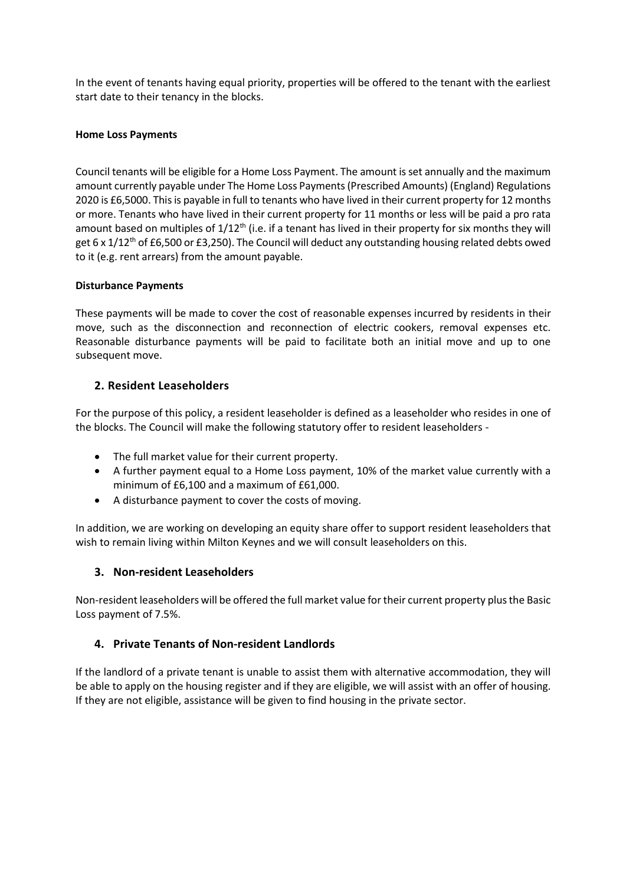In the event of tenants having equal priority, properties will be offered to the tenant with the earliest start date to their tenancy in the blocks.

**Home Loss Payments**

Council tenants will be eligible for a Home Loss Payment. The amount is set annually and the maximum amount currently payable under The Home Loss Payments (Prescribed Amounts) (England) Regulations 2020 is £6,5000. This is payable in full to tenants who have lived in their current property for 12 months or more. Tenants who have lived in their current property for 11 months or less will be paid a pro rata amount based on multiples of 1/12th (i.e. if a tenant has lived in their property for six months they will get 6 x 1/12th of £6,500 or £3,250). The Council will deduct any outstanding housing related debts owed to it (e.g. rent arrears) from the amount payable.

**Disturbance Payments**

These payments will be made to cover the cost of reasonable expenses incurred by residents in their move, such as the disconnection and reconnection of electric cookers, removal expenses etc. Reasonable disturbance payments will be paid to facilitate both an initial move and up to one subsequent move.

## 2. Resident Leaseholders

For the purpose of this policy, a resident leaseholder is defined as a leaseholder who resides in one of the blocks. The Council will make the following statutory offer to resident leaseholders -

- The full market value for their current property.
- A further payment equal to a Home Loss payment, 10% of the market value currently with a minimum of £6,100 and a maximum of £61,000.
- A disturbance payment to cover the costs of moving.

In addition, we are working on developing an equity share offer to support resident leaseholders that wish to remain living within Milton Keynes and we will consult leaseholders on this.

## 3. Non-resident Leaseholders

Non-resident leaseholders will be offered the full market value for their current property plus the Basic Loss payment of 7.5%.

## 4. Private Tenants of Non-resident Landlords

If the landlord of a private tenant is unable to assist them with alternative accommodation, they will be able to apply on the housing register and if they are eligible, we will assist with an offer of housing. If they are not eligible, assistance will be given to find housing in the private sector.